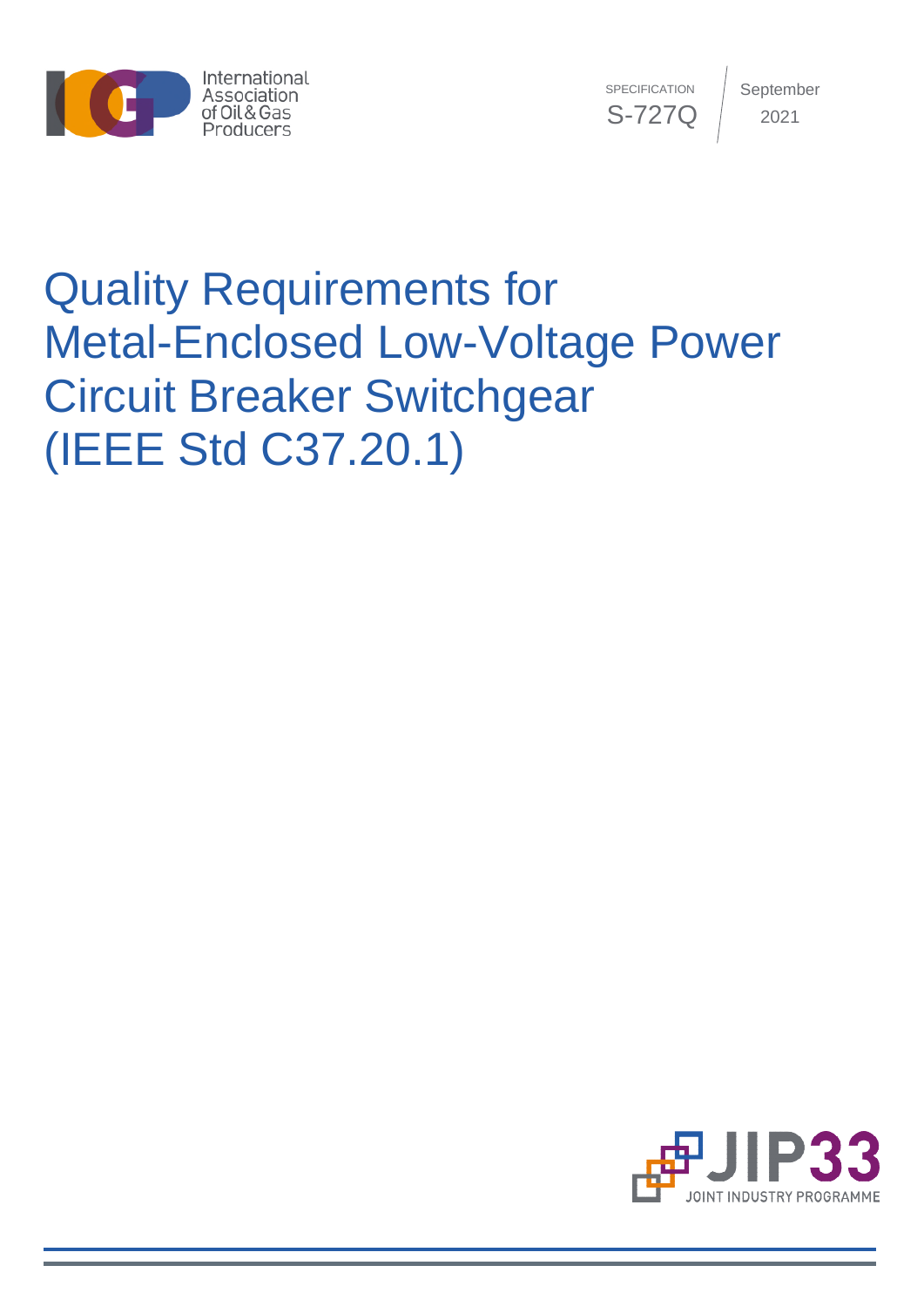International Association of Oil & Gas Producers

SPECIFICATION
S-727Q

September 2021

# Quality Requirements for Metal-Enclosed Low-Voltage Power Circuit Breaker Switchgear (IEEE Std C37.20.1)

JIP33 JOINT INDUSTRY PROGRAMME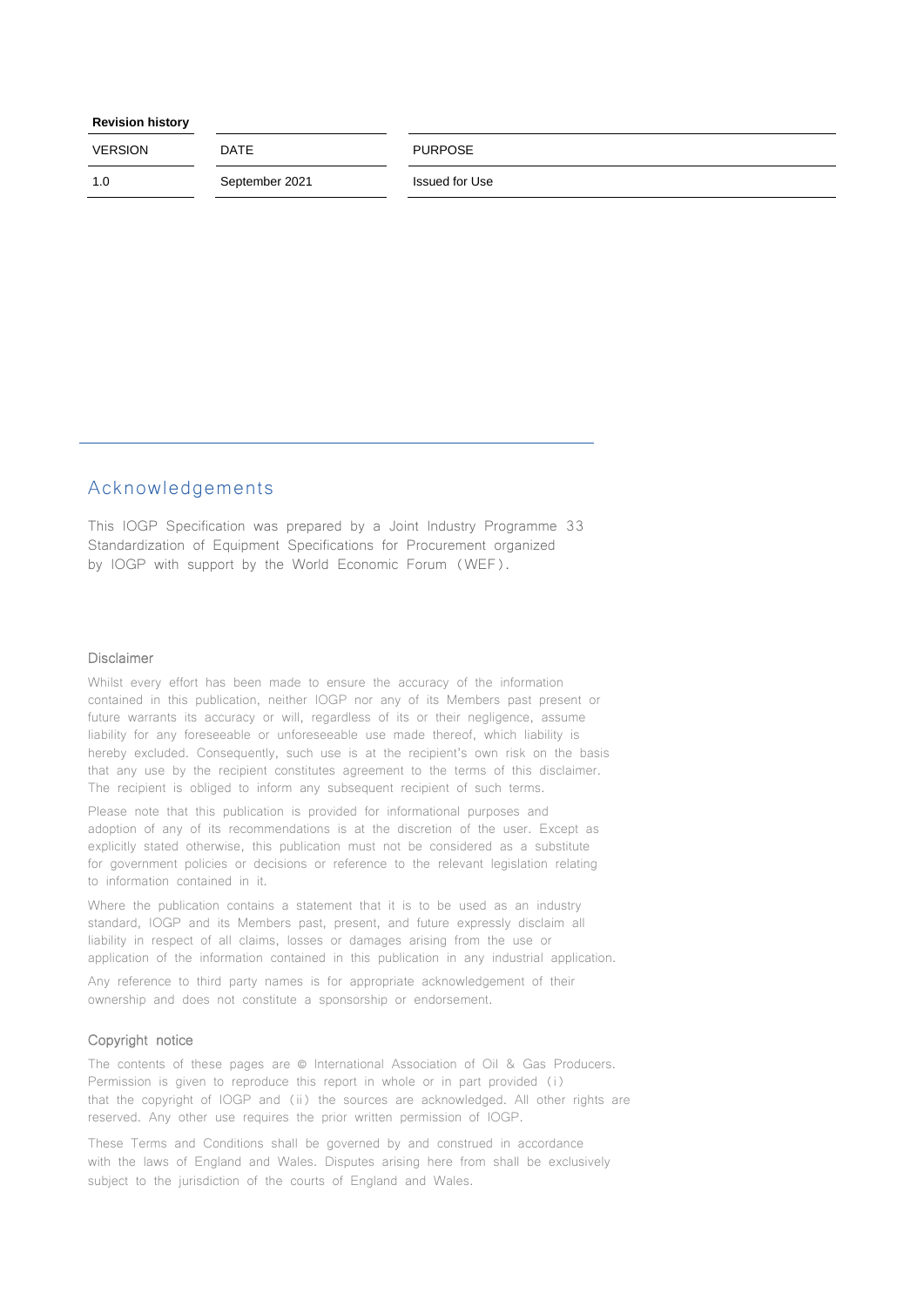**Revision history**

| VERSION | DATE | PURPOSE |
| --- | --- | --- |
| 1.0 | September 2021 | Issued for Use |

## Acknowledgements

This IOGP Specification was prepared by a Joint Industry Programme 33 Standardization of Equipment Specifications for Procurement organized by IOGP with support by the World Economic Forum (WEF).

### Disclaimer

Whilst every effort has been made to ensure the accuracy of the information contained in this publication, neither IOGP nor any of its Members past present or future warrants its accuracy or will, regardless of its or their negligence, assume liability for any foreseeable or unforeseeable use made thereof, which liability is hereby excluded. Consequently, such use is at the recipient's own risk on the basis that any use by the recipient constitutes agreement to the terms of this disclaimer. The recipient is obliged to inform any subsequent recipient of such terms.

Please note that this publication is provided for informational purposes and adoption of any of its recommendations is at the discretion of the user. Except as explicitly stated otherwise, this publication must not be considered as a substitute for government policies or decisions or reference to the relevant legislation relating to information contained in it.

Where the publication contains a statement that it is to be used as an industry standard, IOGP and its Members past, present, and future expressly disclaim all liability in respect of all claims, losses or damages arising from the use or application of the information contained in this publication in any industrial application.

Any reference to third party names is for appropriate acknowledgement of their ownership and does not constitute a sponsorship or endorsement.

### Copyright notice

The contents of these pages are © International Association of Oil & Gas Producers. Permission is given to reproduce this report in whole or in part provided (i) that the copyright of IOGP and (ii) the sources are acknowledged. All other rights are reserved. Any other use requires the prior written permission of IOGP.

These Terms and Conditions shall be governed by and construed in accordance with the laws of England and Wales. Disputes arising here from shall be exclusively subject to the jurisdiction of the courts of England and Wales.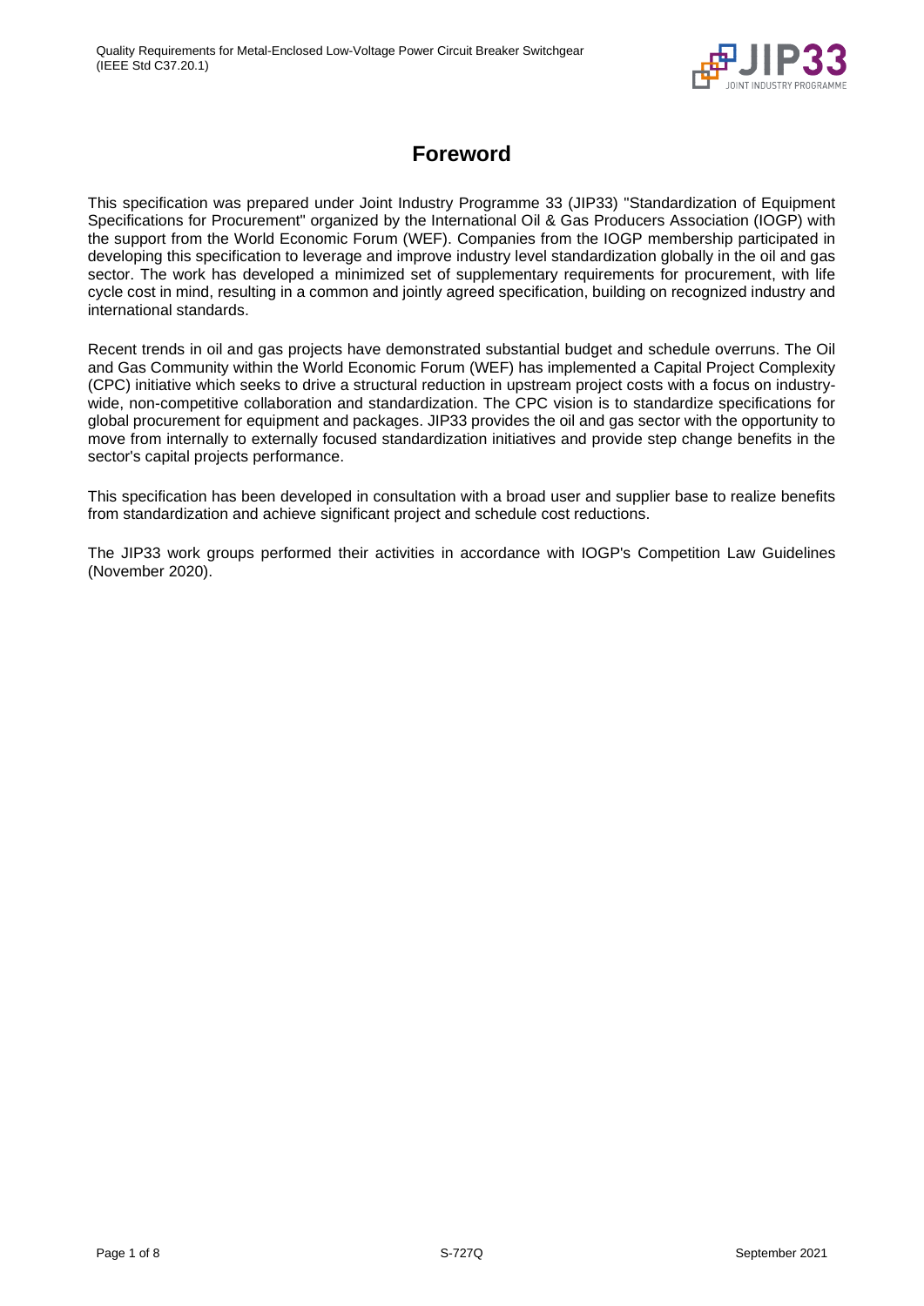# Foreword

This specification was prepared under Joint Industry Programme 33 (JIP33) "Standardization of Equipment Specifications for Procurement" organized by the International Oil & Gas Producers Association (IOGP) with the support from the World Economic Forum (WEF). Companies from the IOGP membership participated in developing this specification to leverage and improve industry level standardization globally in the oil and gas sector. The work has developed a minimized set of supplementary requirements for procurement, with life cycle cost in mind, resulting in a common and jointly agreed specification, building on recognized industry and international standards.

Recent trends in oil and gas projects have demonstrated substantial budget and schedule overruns. The Oil and Gas Community within the World Economic Forum (WEF) has implemented a Capital Project Complexity (CPC) initiative which seeks to drive a structural reduction in upstream project costs with a focus on industry-wide, non-competitive collaboration and standardization. The CPC vision is to standardize specifications for global procurement for equipment and packages. JIP33 provides the oil and gas sector with the opportunity to move from internally to externally focused standardization initiatives and provide step change benefits in the sector's capital projects performance.

This specification has been developed in consultation with a broad user and supplier base to realize benefits from standardization and achieve significant project and schedule cost reductions.

The JIP33 work groups performed their activities in accordance with IOGP's Competition Law Guidelines (November 2020).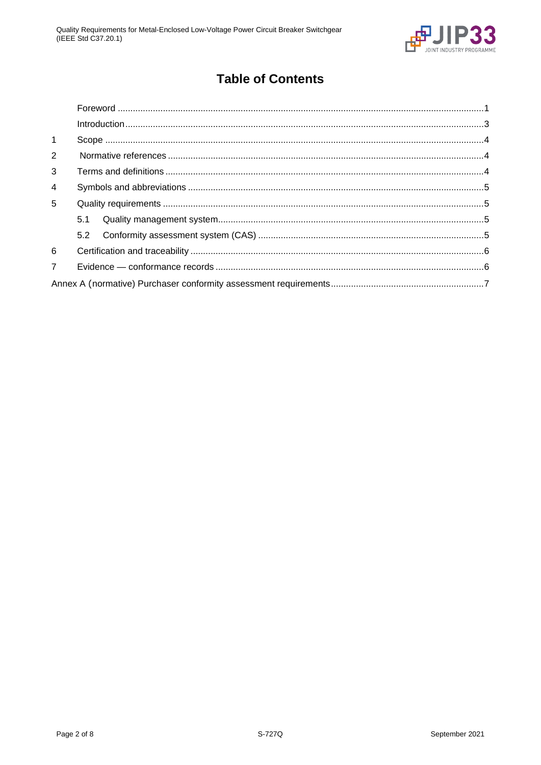# Table of Contents

- Foreword ....................................................................................................................................1
- Introduction.................................................................................................................................3
- 1 Scope ........................................................................................................................................4
- 2 Normative references ................................................................................................................4
- 3 Terms and definitions ................................................................................................................4
- 4 Symbols and abbreviations ........................................................................................................5
- 5 Quality requirements .................................................................................................................5
  - 5.1 Quality management system.................................................................................................5
  - 5.2 Conformity assessment system (CAS) .................................................................................5
- 6 Certification and traceability ......................................................................................................6
- 7 Evidence — conformance records .............................................................................................6
- Annex A (normative) Purchaser conformity assessment requirements.............................................7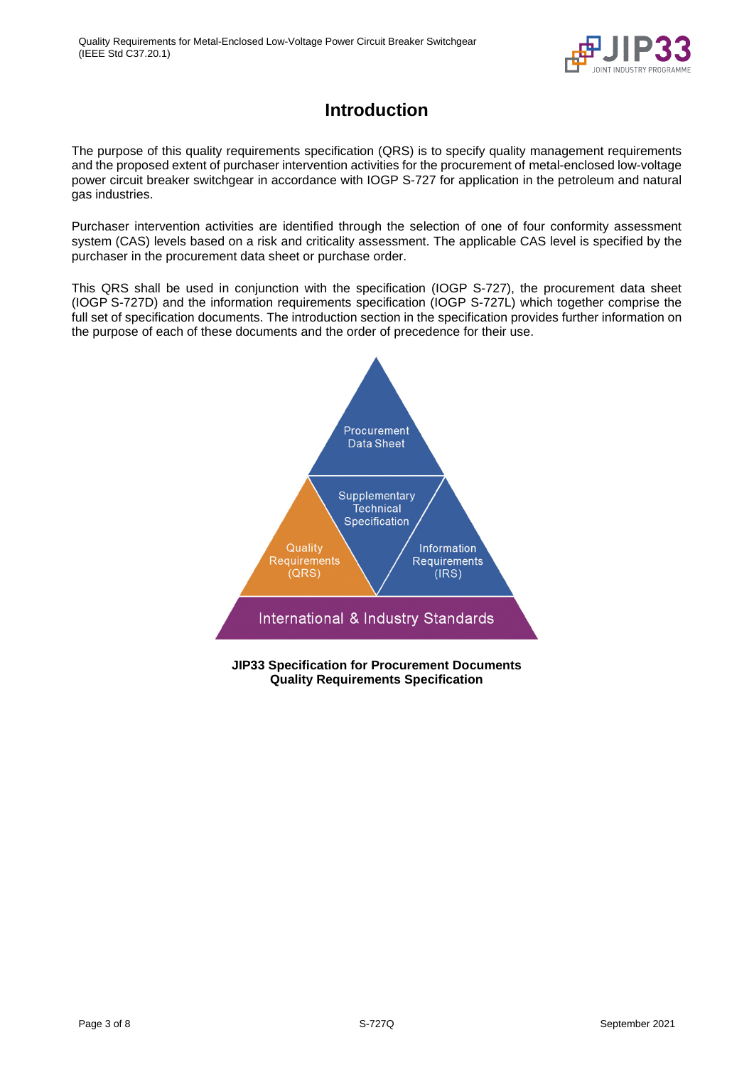# Introduction

The purpose of this quality requirements specification (QRS) is to specify quality management requirements and the proposed extent of purchaser intervention activities for the procurement of metal-enclosed low-voltage power circuit breaker switchgear in accordance with IOGP S-727 for application in the petroleum and natural gas industries.

Purchaser intervention activities are identified through the selection of one of four conformity assessment system (CAS) levels based on a risk and criticality assessment. The applicable CAS level is specified by the purchaser in the procurement data sheet or purchase order.

This QRS shall be used in conjunction with the specification (IOGP S-727), the procurement data sheet (IOGP S-727D) and the information requirements specification (IOGP S-727L) which together comprise the full set of specification documents. The introduction section in the specification provides further information on the purpose of each of these documents and the order of precedence for their use.

Procurement Data Sheet

Supplementary Technical Specification

Quality Requirements (QRS)

Information Requirements (IRS)

International & Industry Standards

**JIP33 Specification for Procurement Documents**
**Quality Requirements Specification**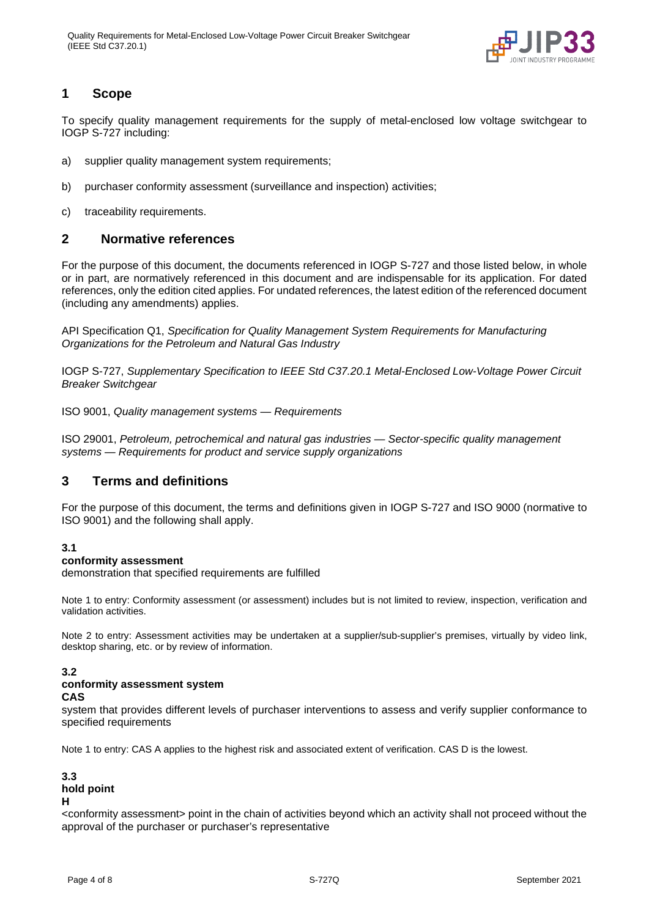## 1 Scope

To specify quality management requirements for the supply of metal-enclosed low voltage switchgear to IOGP S-727 including:

a) supplier quality management system requirements;

b) purchaser conformity assessment (surveillance and inspection) activities;

c) traceability requirements.

## 2 Normative references

For the purpose of this document, the documents referenced in IOGP S-727 and those listed below, in whole or in part, are normatively referenced in this document and are indispensable for its application. For dated references, only the edition cited applies. For undated references, the latest edition of the referenced document (including any amendments) applies.

API Specification Q1, *Specification for Quality Management System Requirements for Manufacturing Organizations for the Petroleum and Natural Gas Industry*

IOGP S-727, *Supplementary Specification to IEEE Std C37.20.1 Metal-Enclosed Low-Voltage Power Circuit Breaker Switchgear*

ISO 9001, *Quality management systems — Requirements*

ISO 29001, *Petroleum, petrochemical and natural gas industries — Sector-specific quality management systems — Requirements for product and service supply organizations*

## 3 Terms and definitions

For the purpose of this document, the terms and definitions given in IOGP S-727 and ISO 9000 (normative to ISO 9001) and the following shall apply.

**3.1**

**conformity assessment**

demonstration that specified requirements are fulfilled

Note 1 to entry: Conformity assessment (or assessment) includes but is not limited to review, inspection, verification and validation activities.

Note 2 to entry: Assessment activities may be undertaken at a supplier/sub-supplier's premises, virtually by video link, desktop sharing, etc. or by review of information.

**3.2**

**conformity assessment system**

**CAS**

system that provides different levels of purchaser interventions to assess and verify supplier conformance to specified requirements

Note 1 to entry: CAS A applies to the highest risk and associated extent of verification. CAS D is the lowest.

**3.3**

**hold point**

**H**

<conformity assessment> point in the chain of activities beyond which an activity shall not proceed without the approval of the purchaser or purchaser's representative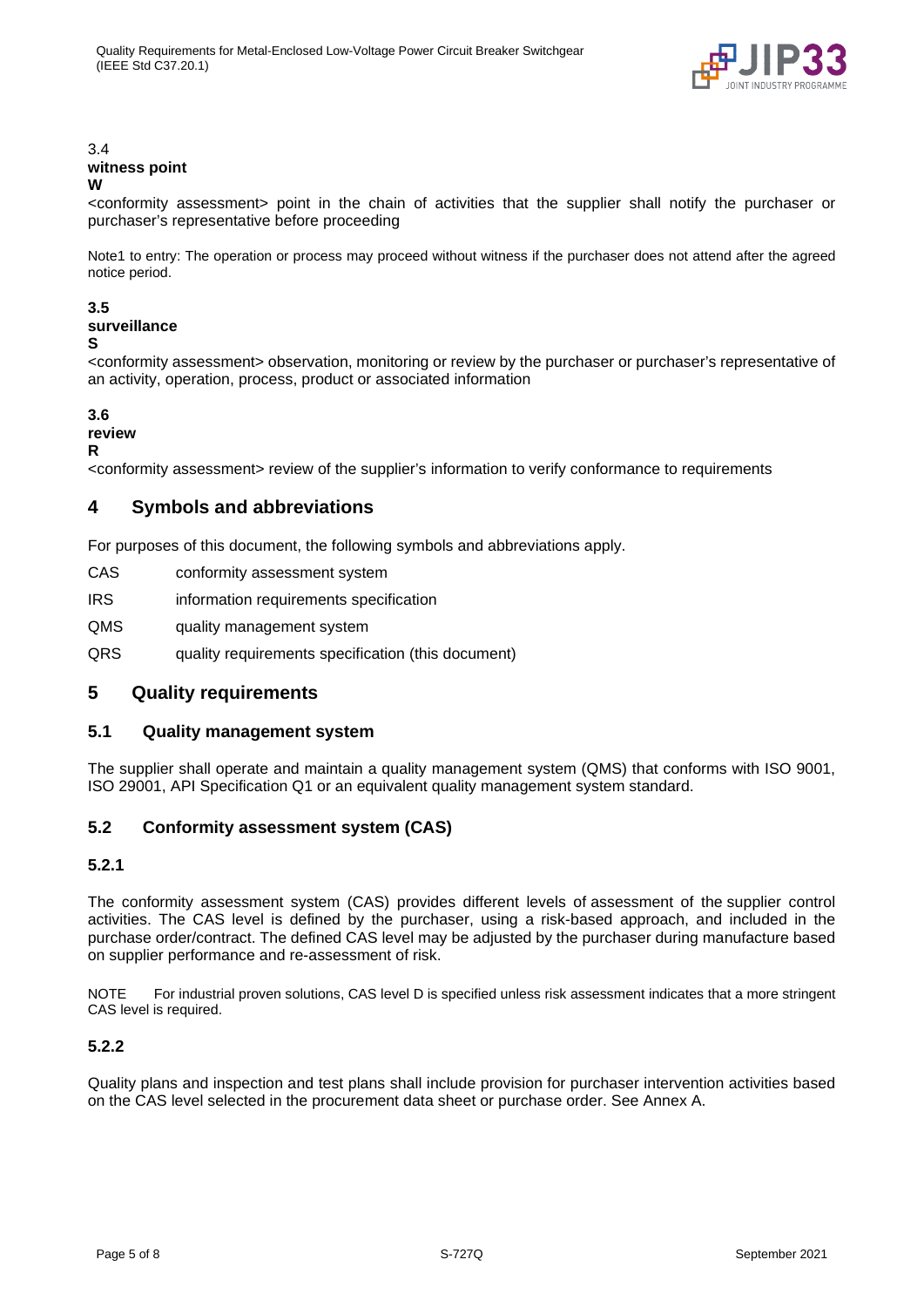3.4
**witness point**
**W**
<conformity assessment> point in the chain of activities that the supplier shall notify the purchaser or purchaser's representative before proceeding

Note1 to entry: The operation or process may proceed without witness if the purchaser does not attend after the agreed notice period.

**3.5**
**surveillance**
**S**
<conformity assessment> observation, monitoring or review by the purchaser or purchaser's representative of an activity, operation, process, product or associated information

**3.6**
**review**
**R**
<conformity assessment> review of the supplier's information to verify conformance to requirements

## 4 Symbols and abbreviations

For purposes of this document, the following symbols and abbreviations apply.

CAS conformity assessment system

IRS information requirements specification

QMS quality management system

QRS quality requirements specification (this document)

## 5 Quality requirements

### 5.1 Quality management system

The supplier shall operate and maintain a quality management system (QMS) that conforms with ISO 9001, ISO 29001, API Specification Q1 or an equivalent quality management system standard.

### 5.2 Conformity assessment system (CAS)

#### 5.2.1

The conformity assessment system (CAS) provides different levels of assessment of the supplier control activities. The CAS level is defined by the purchaser, using a risk-based approach, and included in the purchase order/contract. The defined CAS level may be adjusted by the purchaser during manufacture based on supplier performance and re-assessment of risk.

NOTE For industrial proven solutions, CAS level D is specified unless risk assessment indicates that a more stringent CAS level is required.

#### 5.2.2

Quality plans and inspection and test plans shall include provision for purchaser intervention activities based on the CAS level selected in the procurement data sheet or purchase order. See Annex A.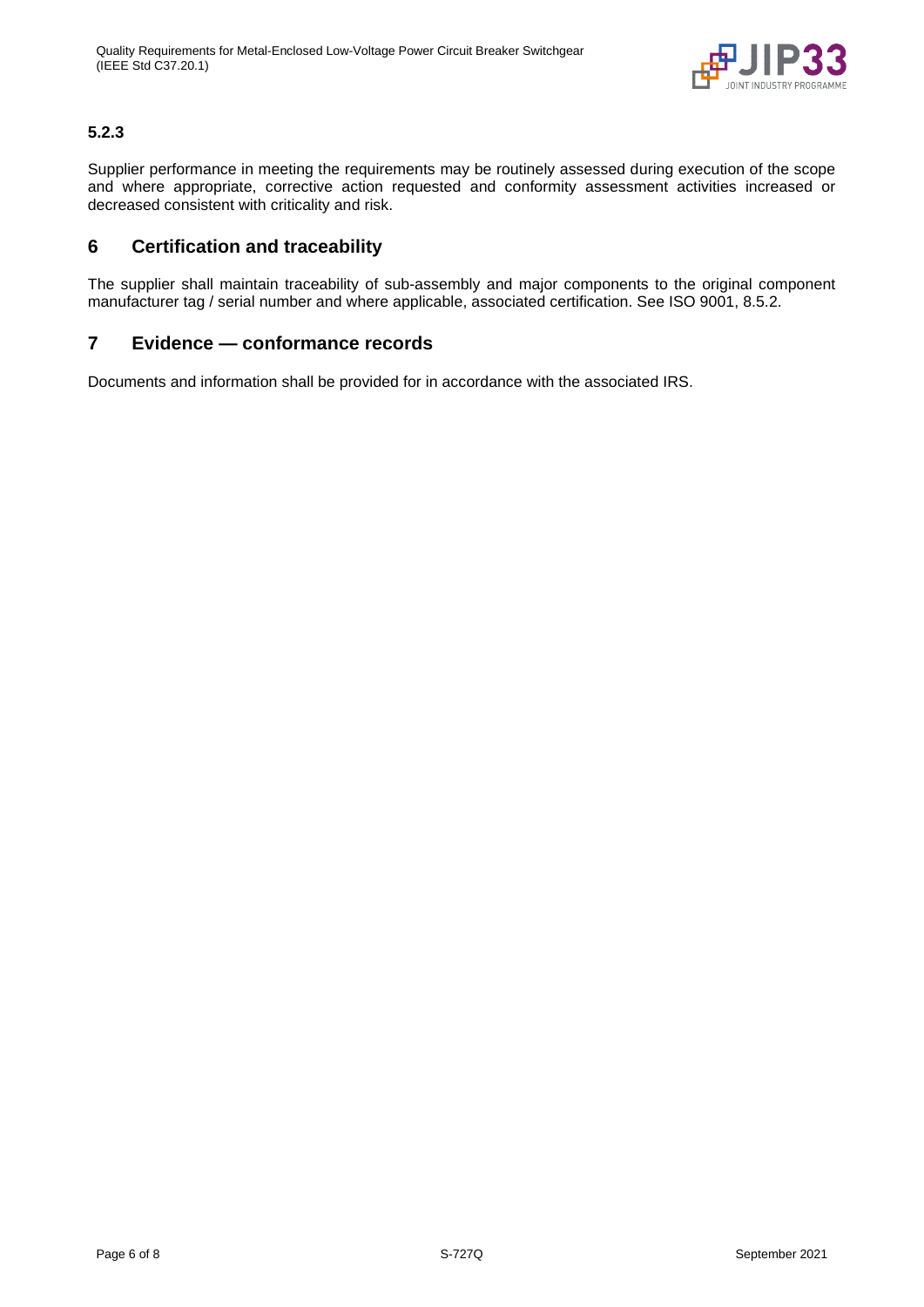### 5.2.3

Supplier performance in meeting the requirements may be routinely assessed during execution of the scope and where appropriate, corrective action requested and conformity assessment activities increased or decreased consistent with criticality and risk.

## 6 Certification and traceability

The supplier shall maintain traceability of sub-assembly and major components to the original component manufacturer tag / serial number and where applicable, associated certification. See ISO 9001, 8.5.2.

## 7 Evidence — conformance records

Documents and information shall be provided for in accordance with the associated IRS.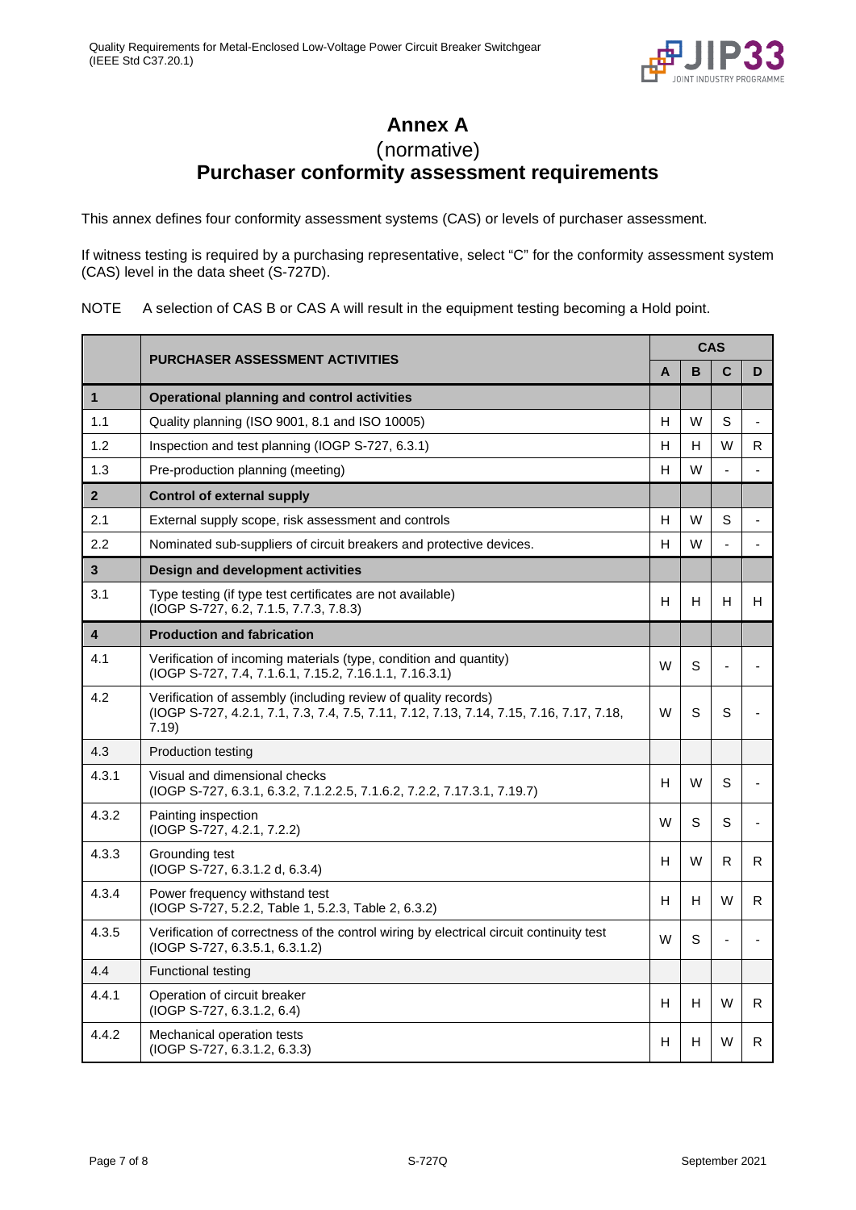# Annex A

(normative)

## Purchaser conformity assessment requirements

This annex defines four conformity assessment systems (CAS) or levels of purchaser assessment.

If witness testing is required by a purchasing representative, select "C" for the conformity assessment system (CAS) level in the data sheet (S-727D).

NOTE A selection of CAS B or CAS A will result in the equipment testing becoming a Hold point.

| | PURCHASER ASSESSMENT ACTIVITIES | CAS | | | |
|---|---|---|---|---|---|
| | | A | B | C | D |
| **1** | **Operational planning and control activities** | | | | |
| 1.1 | Quality planning (ISO 9001, 8.1 and ISO 10005) | H | W | S | - |
| 1.2 | Inspection and test planning (IOGP S-727, 6.3.1) | H | H | W | R |
| 1.3 | Pre-production planning (meeting) | H | W | - | - |
| **2** | **Control of external supply** | | | | |
| 2.1 | External supply scope, risk assessment and controls | H | W | S | - |
| 2.2 | Nominated sub-suppliers of circuit breakers and protective devices. | H | W | - | - |
| **3** | **Design and development activities** | | | | |
| 3.1 | Type testing (if type test certificates are not available) (IOGP S-727, 6.2, 7.1.5, 7.7.3, 7.8.3) | H | H | H | H |
| **4** | **Production and fabrication** | | | | |
| 4.1 | Verification of incoming materials (type, condition and quantity) (IOGP S-727, 7.4, 7.1.6.1, 7.15.2, 7.16.1.1, 7.16.3.1) | W | S | - | - |
| 4.2 | Verification of assembly (including review of quality records) (IOGP S-727, 4.2.1, 7.1, 7.3, 7.4, 7.5, 7.11, 7.12, 7.13, 7.14, 7.15, 7.16, 7.17, 7.18, 7.19) | W | S | S | - |
| 4.3 | Production testing | | | | |
| 4.3.1 | Visual and dimensional checks (IOGP S-727, 6.3.1, 6.3.2, 7.1.2.2.5, 7.1.6.2, 7.2.2, 7.17.3.1, 7.19.7) | H | W | S | - |
| 4.3.2 | Painting inspection (IOGP S-727, 4.2.1, 7.2.2) | W | S | S | - |
| 4.3.3 | Grounding test (IOGP S-727, 6.3.1.2 d, 6.3.4) | H | W | R | R |
| 4.3.4 | Power frequency withstand test (IOGP S-727, 5.2.2, Table 1, 5.2.3, Table 2, 6.3.2) | H | H | W | R |
| 4.3.5 | Verification of correctness of the control wiring by electrical circuit continuity test (IOGP S-727, 6.3.5.1, 6.3.1.2) | W | S | - | - |
| 4.4 | Functional testing | | | | |
| 4.4.1 | Operation of circuit breaker (IOGP S-727, 6.3.1.2, 6.4) | H | H | W | R |
| 4.4.2 | Mechanical operation tests (IOGP S-727, 6.3.1.2, 6.3.3) | H | H | W | R |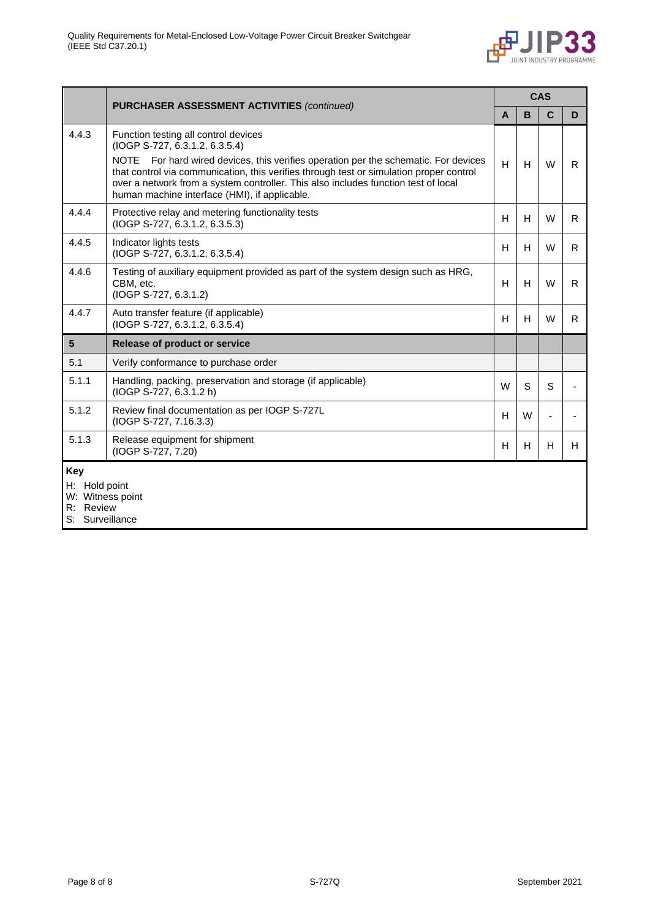| | PURCHASER ASSESSMENT ACTIVITIES *(continued)* | CAS | | | |
|---|---|---|---|---|---|
| | | A | B | C | D |
| 4.4.3 | Function testing all control devices (IOGP S-727, 6.3.1.2, 6.3.5.4)<br>NOTE For hard wired devices, this verifies operation per the schematic. For devices that control via communication, this verifies through test or simulation proper control over a network from a system controller. This also includes function test of local human machine interface (HMI), if applicable. | H | H | W | R |
| 4.4.4 | Protective relay and metering functionality tests (IOGP S-727, 6.3.1.2, 6.3.5.3) | H | H | W | R |
| 4.4.5 | Indicator lights tests (IOGP S-727, 6.3.1.2, 6.3.5.4) | H | H | W | R |
| 4.4.6 | Testing of auxiliary equipment provided as part of the system design such as HRG, CBM, etc. (IOGP S-727, 6.3.1.2) | H | H | W | R |
| 4.4.7 | Auto transfer feature (if applicable) (IOGP S-727, 6.3.1.2, 6.3.5.4) | H | H | W | R |
| **5** | **Release of product or service** | | | | |
| 5.1 | Verify conformance to purchase order | | | | |
| 5.1.1 | Handling, packing, preservation and storage (if applicable) (IOGP S-727, 6.3.1.2 h) | W | S | S | - |
| 5.1.2 | Review final documentation as per IOGP S-727L (IOGP S-727, 7.16.3.3) | H | W | - | - |
| 5.1.3 | Release equipment for shipment (IOGP S-727, 7.20) | H | H | H | H |

**Key**

H: Hold point
W: Witness point
R: Review
S: Surveillance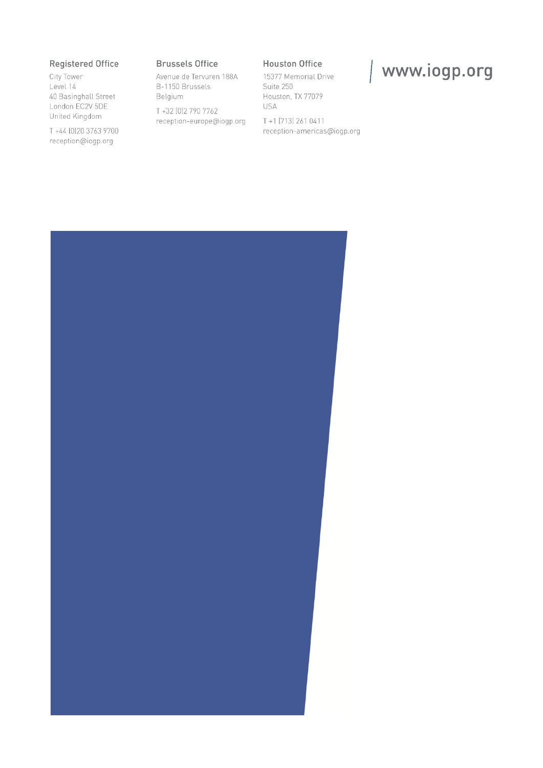**Registered Office**

City Tower
Level 14
40 Basinghall Street
London EC2V 5DE
United Kingdom

T +44 (0)20 3763 9700
reception@iogp.org

**Brussels Office**

Avenue de Tervuren 188A
B-1150 Brussels
Belgium

T +32 (0)2 790 7762
reception-europe@iogp.org

**Houston Office**

15377 Memorial Drive
Suite 250
Houston, TX 77079
USA

T +1 (713) 261 0411
reception-americas@iogp.org

www.iogp.org